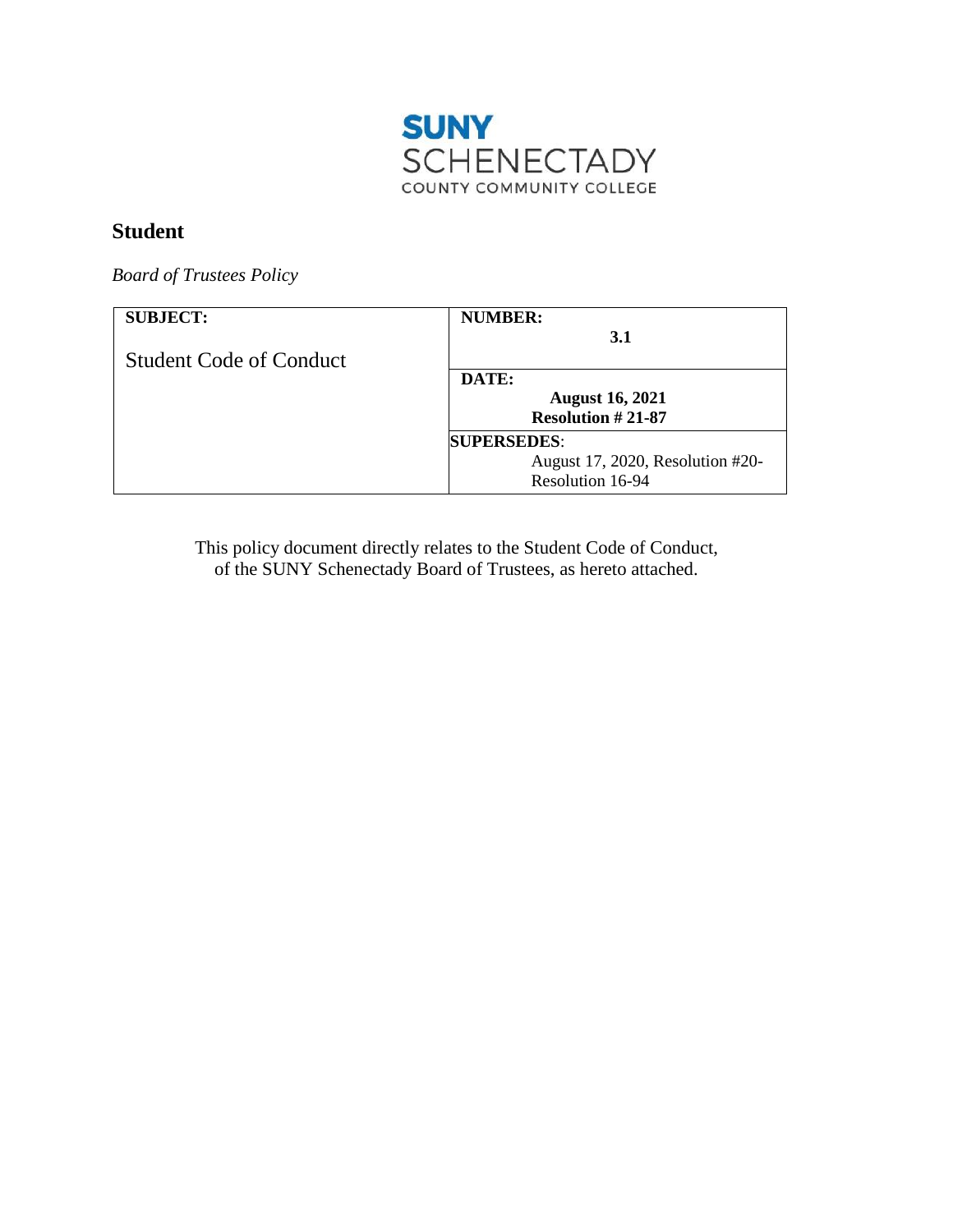SUNY
SCHENECTADY
COUNTY COMMUNITY COLLEGE

## Student

*Board of Trustees Policy*

| **SUBJECT:** Student Code of Conduct | **NUMBER:** **3.1** |
|---|---|
| | **DATE:** **August 16, 2021** **Resolution # 21-87** |
| | **SUPERSEDES**: August 17, 2020, Resolution #20- Resolution 16-94 |

This policy document directly relates to the Student Code of Conduct, of the SUNY Schenectady Board of Trustees, as hereto attached.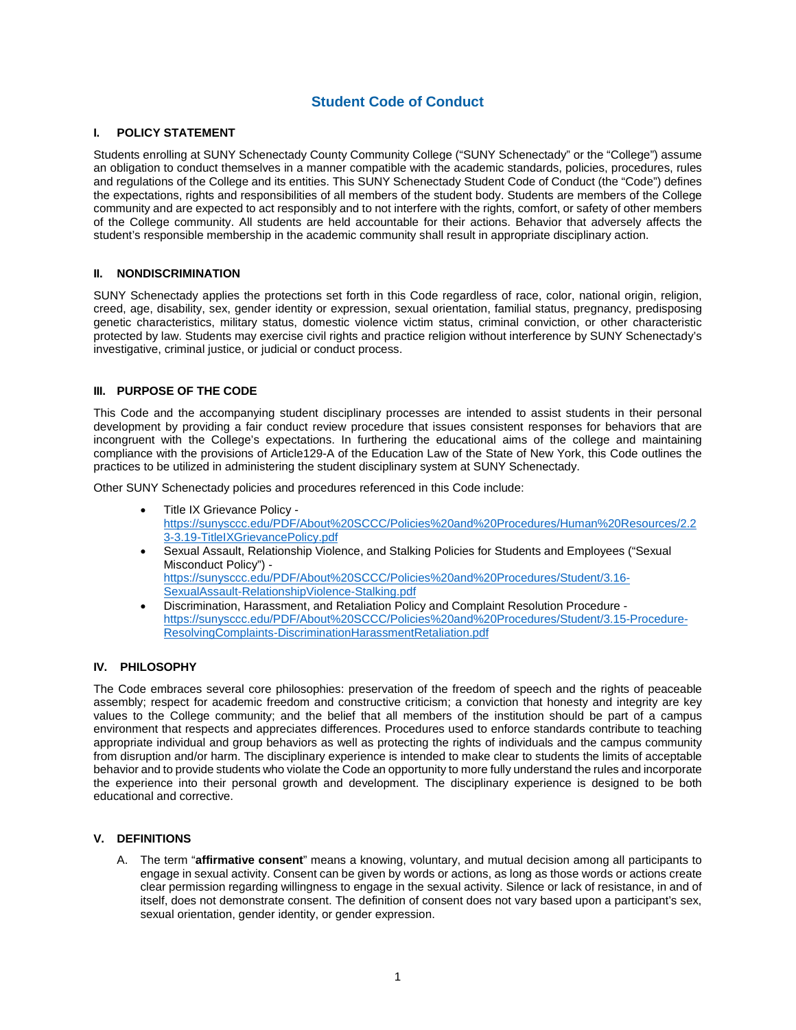# Student Code of Conduct

## I. POLICY STATEMENT

Students enrolling at SUNY Schenectady County Community College ("SUNY Schenectady" or the "College") assume an obligation to conduct themselves in a manner compatible with the academic standards, policies, procedures, rules and regulations of the College and its entities. This SUNY Schenectady Student Code of Conduct (the "Code") defines the expectations, rights and responsibilities of all members of the student body. Students are members of the College community and are expected to act responsibly and to not interfere with the rights, comfort, or safety of other members of the College community. All students are held accountable for their actions. Behavior that adversely affects the student's responsible membership in the academic community shall result in appropriate disciplinary action.

## II. NONDISCRIMINATION

SUNY Schenectady applies the protections set forth in this Code regardless of race, color, national origin, religion, creed, age, disability, sex, gender identity or expression, sexual orientation, familial status, pregnancy, predisposing genetic characteristics, military status, domestic violence victim status, criminal conviction, or other characteristic protected by law. Students may exercise civil rights and practice religion without interference by SUNY Schenectady's investigative, criminal justice, or judicial or conduct process.

## III. PURPOSE OF THE CODE

This Code and the accompanying student disciplinary processes are intended to assist students in their personal development by providing a fair conduct review procedure that issues consistent responses for behaviors that are incongruent with the College's expectations. In furthering the educational aims of the college and maintaining compliance with the provisions of Article129-A of the Education Law of the State of New York, this Code outlines the practices to be utilized in administering the student disciplinary system at SUNY Schenectady.

Other SUNY Schenectady policies and procedures referenced in this Code include:

- Title IX Grievance Policy - https://sunysccc.edu/PDF/About%20SCCC/Policies%20and%20Procedures/Human%20Resources/2.23-3.19-TitleIXGrievancePolicy.pdf
- Sexual Assault, Relationship Violence, and Stalking Policies for Students and Employees ("Sexual Misconduct Policy") - https://sunysccc.edu/PDF/About%20SCCC/Policies%20and%20Procedures/Student/3.16-SexualAssault-RelationshipViolence-Stalking.pdf
- Discrimination, Harassment, and Retaliation Policy and Complaint Resolution Procedure - https://sunysccc.edu/PDF/About%20SCCC/Policies%20and%20Procedures/Student/3.15-Procedure-ResolvingComplaints-DiscriminationHarassmentRetaliation.pdf

## IV. PHILOSOPHY

The Code embraces several core philosophies: preservation of the freedom of speech and the rights of peaceable assembly; respect for academic freedom and constructive criticism; a conviction that honesty and integrity are key values to the College community; and the belief that all members of the institution should be part of a campus environment that respects and appreciates differences. Procedures used to enforce standards contribute to teaching appropriate individual and group behaviors as well as protecting the rights of individuals and the campus community from disruption and/or harm. The disciplinary experience is intended to make clear to students the limits of acceptable behavior and to provide students who violate the Code an opportunity to more fully understand the rules and incorporate the experience into their personal growth and development. The disciplinary experience is designed to be both educational and corrective.

## V. DEFINITIONS

A. The term "**affirmative consent**" means a knowing, voluntary, and mutual decision among all participants to engage in sexual activity. Consent can be given by words or actions, as long as those words or actions create clear permission regarding willingness to engage in the sexual activity. Silence or lack of resistance, in and of itself, does not demonstrate consent. The definition of consent does not vary based upon a participant's sex, sexual orientation, gender identity, or gender expression.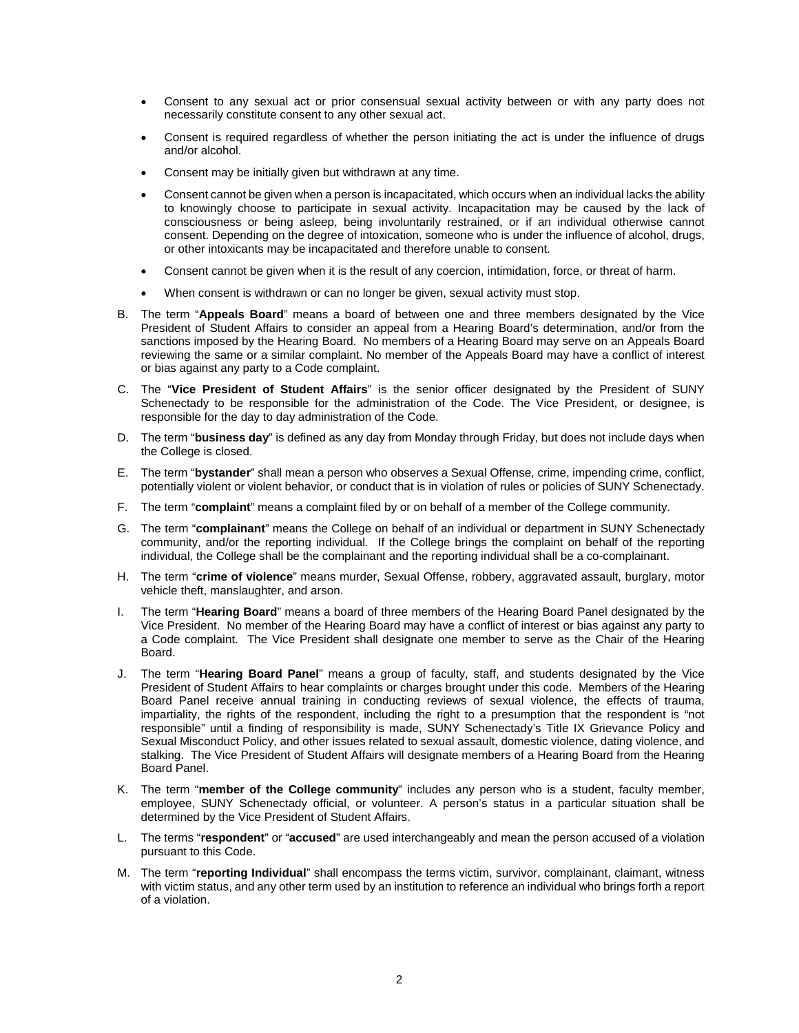- Consent to any sexual act or prior consensual sexual activity between or with any party does not necessarily constitute consent to any other sexual act.
- Consent is required regardless of whether the person initiating the act is under the influence of drugs and/or alcohol.
- Consent may be initially given but withdrawn at any time.
- Consent cannot be given when a person is incapacitated, which occurs when an individual lacks the ability to knowingly choose to participate in sexual activity. Incapacitation may be caused by the lack of consciousness or being asleep, being involuntarily restrained, or if an individual otherwise cannot consent. Depending on the degree of intoxication, someone who is under the influence of alcohol, drugs, or other intoxicants may be incapacitated and therefore unable to consent.
- Consent cannot be given when it is the result of any coercion, intimidation, force, or threat of harm.
- When consent is withdrawn or can no longer be given, sexual activity must stop.

B. The term "**Appeals Board**" means a board of between one and three members designated by the Vice President of Student Affairs to consider an appeal from a Hearing Board's determination, and/or from the sanctions imposed by the Hearing Board. No members of a Hearing Board may serve on an Appeals Board reviewing the same or a similar complaint. No member of the Appeals Board may have a conflict of interest or bias against any party to a Code complaint.

C. The "**Vice President of Student Affairs**" is the senior officer designated by the President of SUNY Schenectady to be responsible for the administration of the Code. The Vice President, or designee, is responsible for the day to day administration of the Code.

D. The term "**business day**" is defined as any day from Monday through Friday, but does not include days when the College is closed.

E. The term "**bystander**" shall mean a person who observes a Sexual Offense, crime, impending crime, conflict, potentially violent or violent behavior, or conduct that is in violation of rules or policies of SUNY Schenectady.

F. The term "**complaint**" means a complaint filed by or on behalf of a member of the College community.

G. The term "**complainant**" means the College on behalf of an individual or department in SUNY Schenectady community, and/or the reporting individual. If the College brings the complaint on behalf of the reporting individual, the College shall be the complainant and the reporting individual shall be a co-complainant.

H. The term "**crime of violence**" means murder, Sexual Offense, robbery, aggravated assault, burglary, motor vehicle theft, manslaughter, and arson.

I. The term "**Hearing Board**" means a board of three members of the Hearing Board Panel designated by the Vice President. No member of the Hearing Board may have a conflict of interest or bias against any party to a Code complaint. The Vice President shall designate one member to serve as the Chair of the Hearing Board.

J. The term "**Hearing Board Panel**" means a group of faculty, staff, and students designated by the Vice President of Student Affairs to hear complaints or charges brought under this code. Members of the Hearing Board Panel receive annual training in conducting reviews of sexual violence, the effects of trauma, impartiality, the rights of the respondent, including the right to a presumption that the respondent is "not responsible" until a finding of responsibility is made, SUNY Schenectady's Title IX Grievance Policy and Sexual Misconduct Policy, and other issues related to sexual assault, domestic violence, dating violence, and stalking. The Vice President of Student Affairs will designate members of a Hearing Board from the Hearing Board Panel.

K. The term "**member of the College community**" includes any person who is a student, faculty member, employee, SUNY Schenectady official, or volunteer. A person's status in a particular situation shall be determined by the Vice President of Student Affairs.

L. The terms "**respondent**" or "**accused**" are used interchangeably and mean the person accused of a violation pursuant to this Code.

M. The term "**reporting Individual**" shall encompass the terms victim, survivor, complainant, claimant, witness with victim status, and any other term used by an institution to reference an individual who brings forth a report of a violation.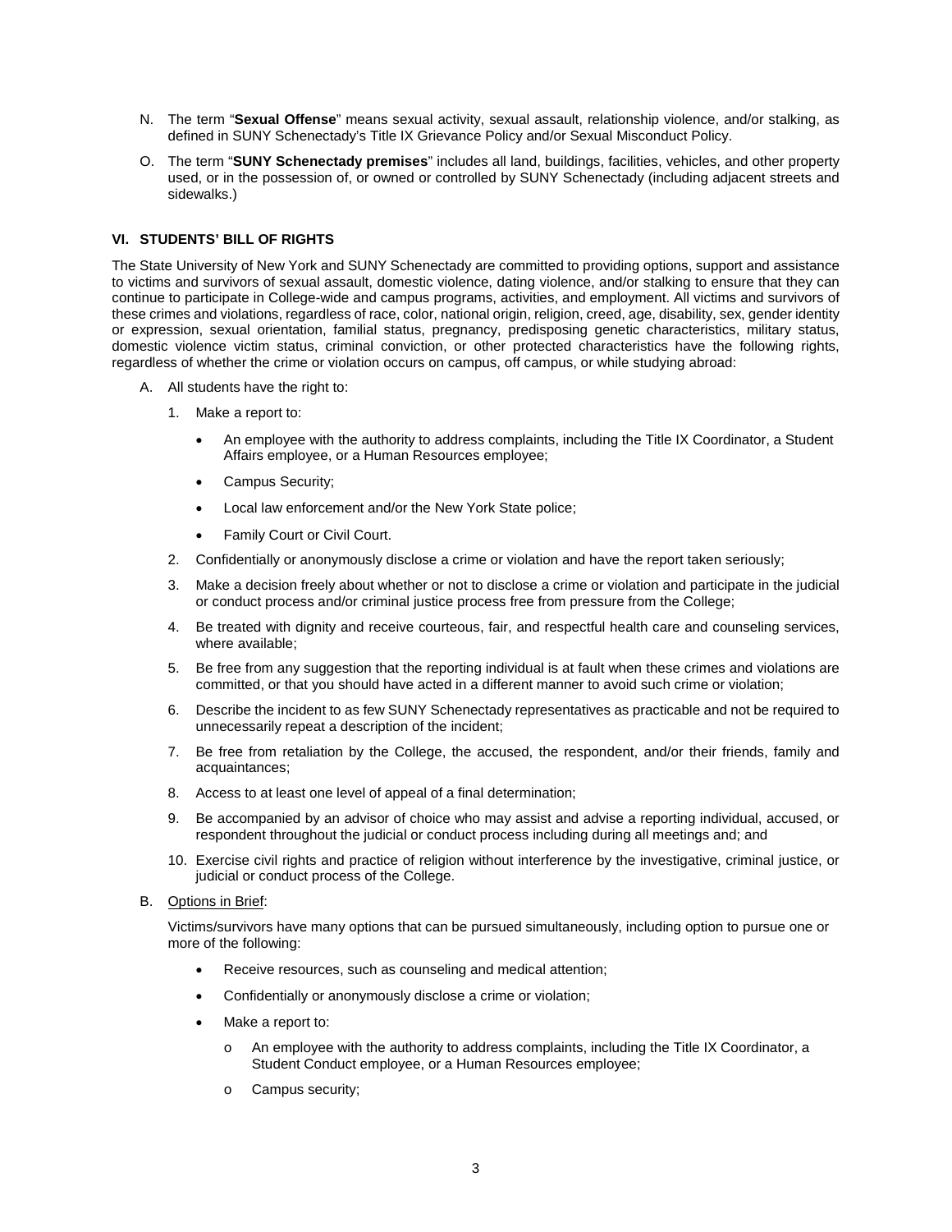N. The term "**Sexual Offense**" means sexual activity, sexual assault, relationship violence, and/or stalking, as defined in SUNY Schenectady's Title IX Grievance Policy and/or Sexual Misconduct Policy.

O. The term "**SUNY Schenectady premises**" includes all land, buildings, facilities, vehicles, and other property used, or in the possession of, or owned or controlled by SUNY Schenectady (including adjacent streets and sidewalks.)

## VI. STUDENTS' BILL OF RIGHTS

The State University of New York and SUNY Schenectady are committed to providing options, support and assistance to victims and survivors of sexual assault, domestic violence, dating violence, and/or stalking to ensure that they can continue to participate in College-wide and campus programs, activities, and employment. All victims and survivors of these crimes and violations, regardless of race, color, national origin, religion, creed, age, disability, sex, gender identity or expression, sexual orientation, familial status, pregnancy, predisposing genetic characteristics, military status, domestic violence victim status, criminal conviction, or other protected characteristics have the following rights, regardless of whether the crime or violation occurs on campus, off campus, or while studying abroad:

A. All students have the right to:

1. Make a report to:
   - An employee with the authority to address complaints, including the Title IX Coordinator, a Student Affairs employee, or a Human Resources employee;
   - Campus Security;
   - Local law enforcement and/or the New York State police;
   - Family Court or Civil Court.
2. Confidentially or anonymously disclose a crime or violation and have the report taken seriously;
3. Make a decision freely about whether or not to disclose a crime or violation and participate in the judicial or conduct process and/or criminal justice process free from pressure from the College;
4. Be treated with dignity and receive courteous, fair, and respectful health care and counseling services, where available;
5. Be free from any suggestion that the reporting individual is at fault when these crimes and violations are committed, or that you should have acted in a different manner to avoid such crime or violation;
6. Describe the incident to as few SUNY Schenectady representatives as practicable and not be required to unnecessarily repeat a description of the incident;
7. Be free from retaliation by the College, the accused, the respondent, and/or their friends, family and acquaintances;
8. Access to at least one level of appeal of a final determination;
9. Be accompanied by an advisor of choice who may assist and advise a reporting individual, accused, or respondent throughout the judicial or conduct process including during all meetings and; and
10. Exercise civil rights and practice of religion without interference by the investigative, criminal justice, or judicial or conduct process of the College.

B. <u>Options in Brief</u>:

Victims/survivors have many options that can be pursued simultaneously, including option to pursue one or more of the following:

- Receive resources, such as counseling and medical attention;
- Confidentially or anonymously disclose a crime or violation;
- Make a report to:
  - An employee with the authority to address complaints, including the Title IX Coordinator, a Student Conduct employee, or a Human Resources employee;
  - Campus security;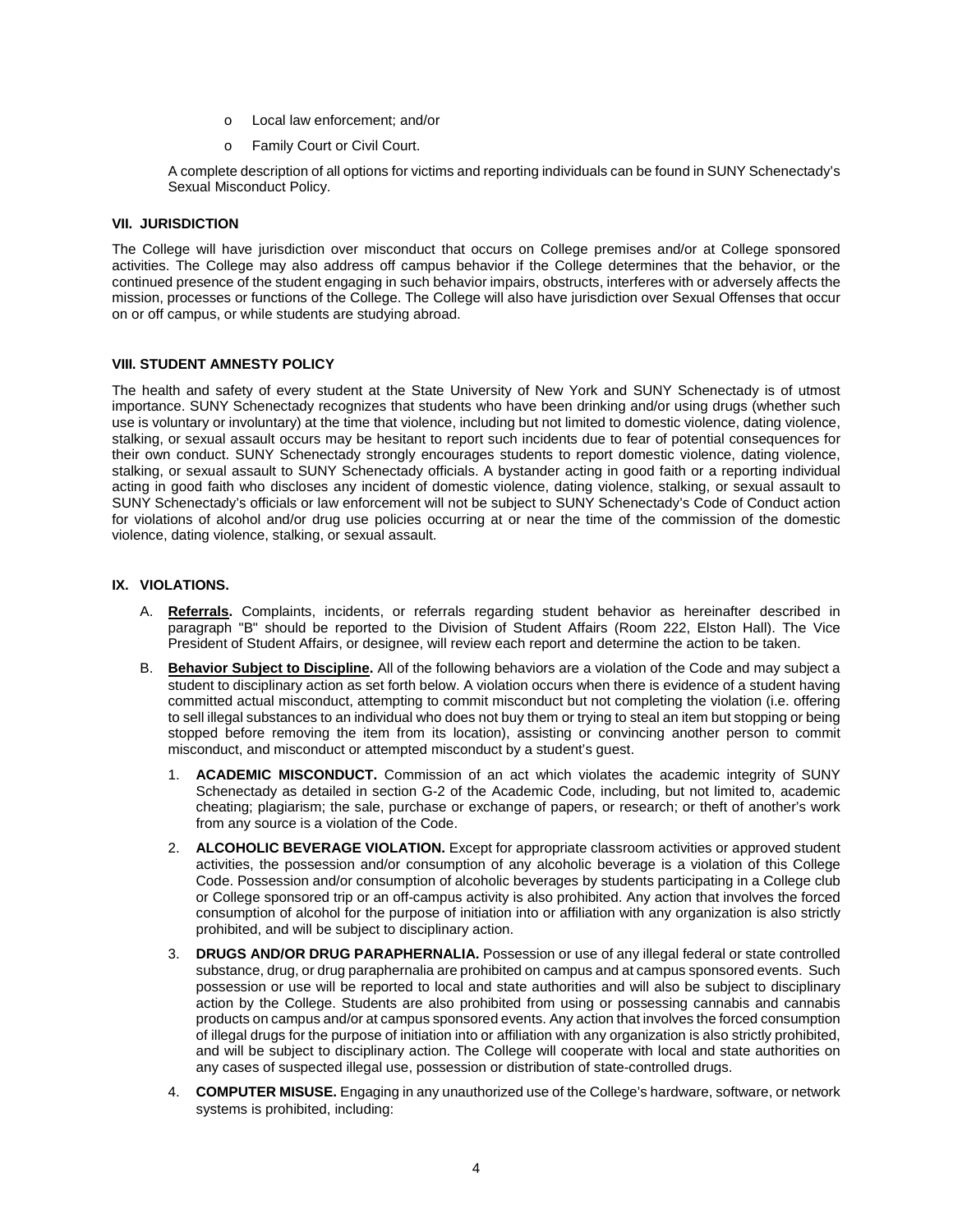- o Local law enforcement; and/or
- o Family Court or Civil Court.

A complete description of all options for victims and reporting individuals can be found in SUNY Schenectady's Sexual Misconduct Policy.

**VII. JURISDICTION**

The College will have jurisdiction over misconduct that occurs on College premises and/or at College sponsored activities. The College may also address off campus behavior if the College determines that the behavior, or the continued presence of the student engaging in such behavior impairs, obstructs, interferes with or adversely affects the mission, processes or functions of the College. The College will also have jurisdiction over Sexual Offenses that occur on or off campus, or while students are studying abroad.

**VIII. STUDENT AMNESTY POLICY**

The health and safety of every student at the State University of New York and SUNY Schenectady is of utmost importance. SUNY Schenectady recognizes that students who have been drinking and/or using drugs (whether such use is voluntary or involuntary) at the time that violence, including but not limited to domestic violence, dating violence, stalking, or sexual assault occurs may be hesitant to report such incidents due to fear of potential consequences for their own conduct. SUNY Schenectady strongly encourages students to report domestic violence, dating violence, stalking, or sexual assault to SUNY Schenectady officials. A bystander acting in good faith or a reporting individual acting in good faith who discloses any incident of domestic violence, dating violence, stalking, or sexual assault to SUNY Schenectady's officials or law enforcement will not be subject to SUNY Schenectady's Code of Conduct action for violations of alcohol and/or drug use policies occurring at or near the time of the commission of the domestic violence, dating violence, stalking, or sexual assault.

**IX. VIOLATIONS.**

A. **Referrals.** Complaints, incidents, or referrals regarding student behavior as hereinafter described in paragraph "B" should be reported to the Division of Student Affairs (Room 222, Elston Hall). The Vice President of Student Affairs, or designee, will review each report and determine the action to be taken.

B. **Behavior Subject to Discipline.** All of the following behaviors are a violation of the Code and may subject a student to disciplinary action as set forth below. A violation occurs when there is evidence of a student having committed actual misconduct, attempting to commit misconduct but not completing the violation (i.e. offering to sell illegal substances to an individual who does not buy them or trying to steal an item but stopping or being stopped before removing the item from its location), assisting or convincing another person to commit misconduct, and misconduct or attempted misconduct by a student's guest.

1. **ACADEMIC MISCONDUCT.** Commission of an act which violates the academic integrity of SUNY Schenectady as detailed in section G-2 of the Academic Code, including, but not limited to, academic cheating; plagiarism; the sale, purchase or exchange of papers, or research; or theft of another's work from any source is a violation of the Code.

2. **ALCOHOLIC BEVERAGE VIOLATION.** Except for appropriate classroom activities or approved student activities, the possession and/or consumption of any alcoholic beverage is a violation of this College Code. Possession and/or consumption of alcoholic beverages by students participating in a College club or College sponsored trip or an off-campus activity is also prohibited. Any action that involves the forced consumption of alcohol for the purpose of initiation into or affiliation with any organization is also strictly prohibited, and will be subject to disciplinary action.

3. **DRUGS AND/OR DRUG PARAPHERNALIA.** Possession or use of any illegal federal or state controlled substance, drug, or drug paraphernalia are prohibited on campus and at campus sponsored events. Such possession or use will be reported to local and state authorities and will also be subject to disciplinary action by the College. Students are also prohibited from using or possessing cannabis and cannabis products on campus and/or at campus sponsored events. Any action that involves the forced consumption of illegal drugs for the purpose of initiation into or affiliation with any organization is also strictly prohibited, and will be subject to disciplinary action. The College will cooperate with local and state authorities on any cases of suspected illegal use, possession or distribution of state-controlled drugs.

4. **COMPUTER MISUSE.** Engaging in any unauthorized use of the College's hardware, software, or network systems is prohibited, including: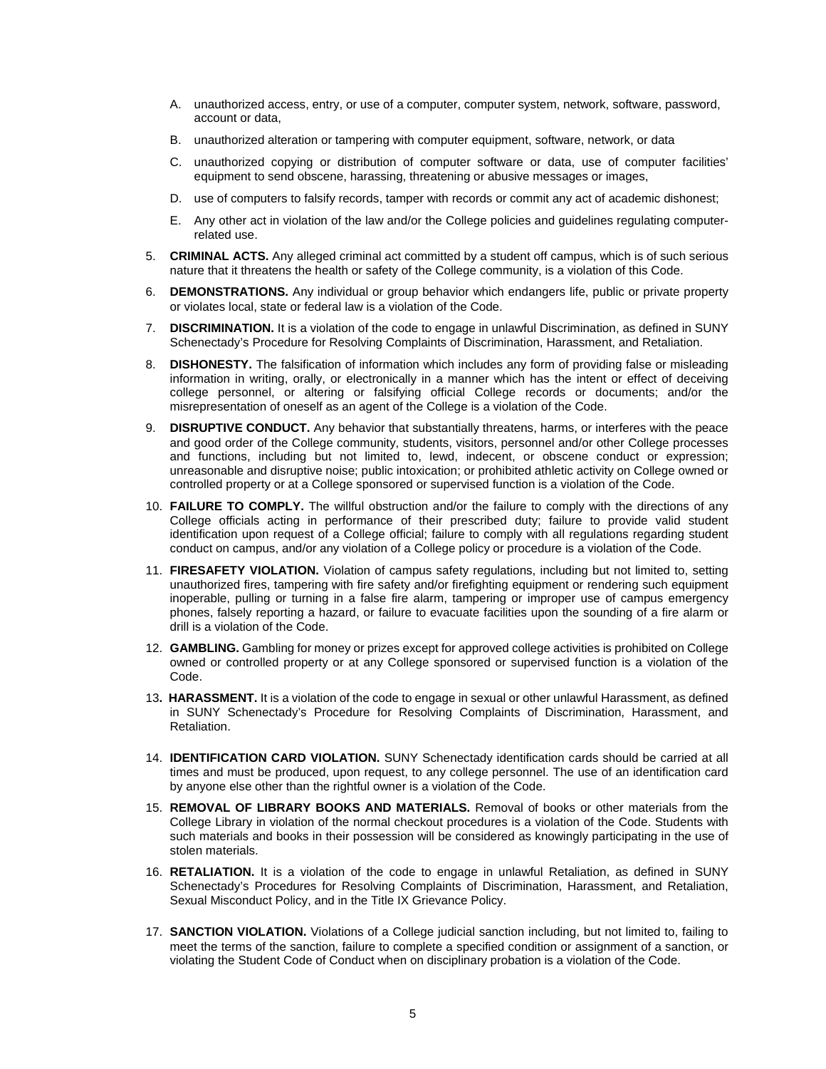A. unauthorized access, entry, or use of a computer, computer system, network, software, password, account or data,

B. unauthorized alteration or tampering with computer equipment, software, network, or data

C. unauthorized copying or distribution of computer software or data, use of computer facilities' equipment to send obscene, harassing, threatening or abusive messages or images,

D. use of computers to falsify records, tamper with records or commit any act of academic dishonest;

E. Any other act in violation of the law and/or the College policies and guidelines regulating computer-related use.

5. **CRIMINAL ACTS.** Any alleged criminal act committed by a student off campus, which is of such serious nature that it threatens the health or safety of the College community, is a violation of this Code.

6. **DEMONSTRATIONS.** Any individual or group behavior which endangers life, public or private property or violates local, state or federal law is a violation of the Code.

7. **DISCRIMINATION.** It is a violation of the code to engage in unlawful Discrimination, as defined in SUNY Schenectady's Procedure for Resolving Complaints of Discrimination, Harassment, and Retaliation.

8. **DISHONESTY.** The falsification of information which includes any form of providing false or misleading information in writing, orally, or electronically in a manner which has the intent or effect of deceiving college personnel, or altering or falsifying official College records or documents; and/or the misrepresentation of oneself as an agent of the College is a violation of the Code.

9. **DISRUPTIVE CONDUCT.** Any behavior that substantially threatens, harms, or interferes with the peace and good order of the College community, students, visitors, personnel and/or other College processes and functions, including but not limited to, lewd, indecent, or obscene conduct or expression; unreasonable and disruptive noise; public intoxication; or prohibited athletic activity on College owned or controlled property or at a College sponsored or supervised function is a violation of the Code.

10. **FAILURE TO COMPLY.** The willful obstruction and/or the failure to comply with the directions of any College officials acting in performance of their prescribed duty; failure to provide valid student identification upon request of a College official; failure to comply with all regulations regarding student conduct on campus, and/or any violation of a College policy or procedure is a violation of the Code.

11. **FIRESAFETY VIOLATION.** Violation of campus safety regulations, including but not limited to, setting unauthorized fires, tampering with fire safety and/or firefighting equipment or rendering such equipment inoperable, pulling or turning in a false fire alarm, tampering or improper use of campus emergency phones, falsely reporting a hazard, or failure to evacuate facilities upon the sounding of a fire alarm or drill is a violation of the Code.

12. **GAMBLING.** Gambling for money or prizes except for approved college activities is prohibited on College owned or controlled property or at any College sponsored or supervised function is a violation of the Code.

13. **HARASSMENT.** It is a violation of the code to engage in sexual or other unlawful Harassment, as defined in SUNY Schenectady's Procedure for Resolving Complaints of Discrimination, Harassment, and Retaliation.

14. **IDENTIFICATION CARD VIOLATION.** SUNY Schenectady identification cards should be carried at all times and must be produced, upon request, to any college personnel. The use of an identification card by anyone else other than the rightful owner is a violation of the Code.

15. **REMOVAL OF LIBRARY BOOKS AND MATERIALS.** Removal of books or other materials from the College Library in violation of the normal checkout procedures is a violation of the Code. Students with such materials and books in their possession will be considered as knowingly participating in the use of stolen materials.

16. **RETALIATION.** It is a violation of the code to engage in unlawful Retaliation, as defined in SUNY Schenectady's Procedures for Resolving Complaints of Discrimination, Harassment, and Retaliation, Sexual Misconduct Policy, and in the Title IX Grievance Policy.

17. **SANCTION VIOLATION.** Violations of a College judicial sanction including, but not limited to, failing to meet the terms of the sanction, failure to complete a specified condition or assignment of a sanction, or violating the Student Code of Conduct when on disciplinary probation is a violation of the Code.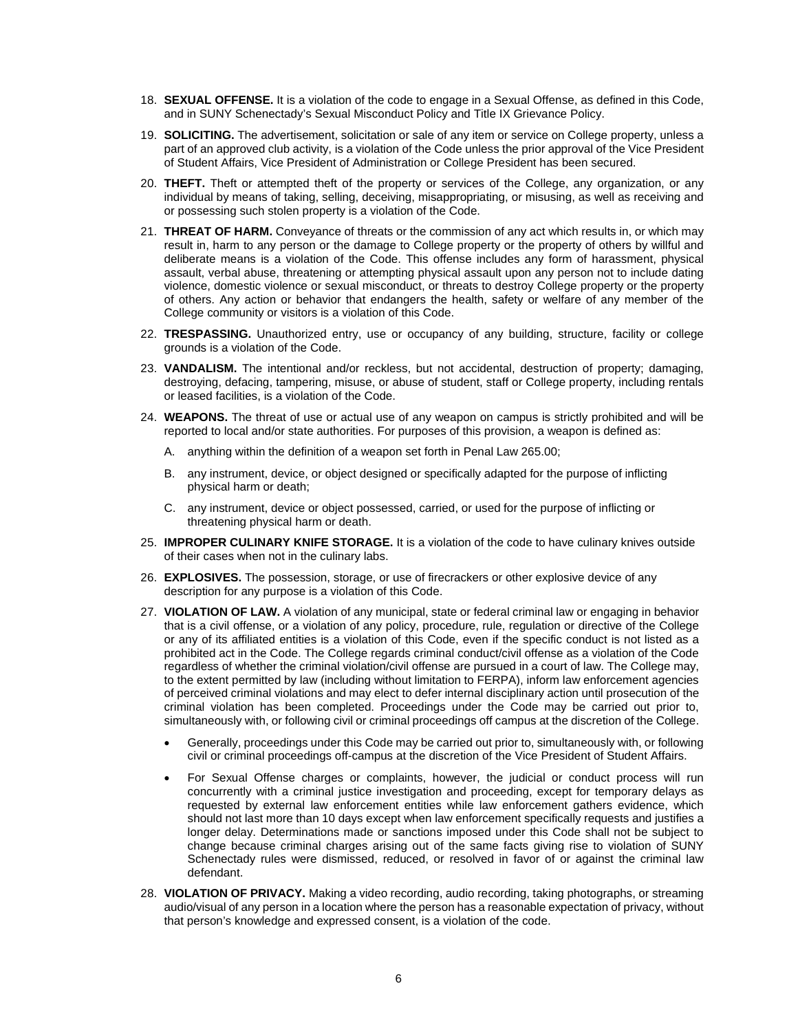18. **SEXUAL OFFENSE.** It is a violation of the code to engage in a Sexual Offense, as defined in this Code, and in SUNY Schenectady's Sexual Misconduct Policy and Title IX Grievance Policy.

19. **SOLICITING.** The advertisement, solicitation or sale of any item or service on College property, unless a part of an approved club activity, is a violation of the Code unless the prior approval of the Vice President of Student Affairs, Vice President of Administration or College President has been secured.

20. **THEFT.** Theft or attempted theft of the property or services of the College, any organization, or any individual by means of taking, selling, deceiving, misappropriating, or misusing, as well as receiving and or possessing such stolen property is a violation of the Code.

21. **THREAT OF HARM.** Conveyance of threats or the commission of any act which results in, or which may result in, harm to any person or the damage to College property or the property of others by willful and deliberate means is a violation of the Code. This offense includes any form of harassment, physical assault, verbal abuse, threatening or attempting physical assault upon any person not to include dating violence, domestic violence or sexual misconduct, or threats to destroy College property or the property of others. Any action or behavior that endangers the health, safety or welfare of any member of the College community or visitors is a violation of this Code.

22. **TRESPASSING.** Unauthorized entry, use or occupancy of any building, structure, facility or college grounds is a violation of the Code.

23. **VANDALISM.** The intentional and/or reckless, but not accidental, destruction of property; damaging, destroying, defacing, tampering, misuse, or abuse of student, staff or College property, including rentals or leased facilities, is a violation of the Code.

24. **WEAPONS.** The threat of use or actual use of any weapon on campus is strictly prohibited and will be reported to local and/or state authorities. For purposes of this provision, a weapon is defined as:

    A. anything within the definition of a weapon set forth in Penal Law 265.00;

    B. any instrument, device, or object designed or specifically adapted for the purpose of inflicting physical harm or death;

    C. any instrument, device or object possessed, carried, or used for the purpose of inflicting or threatening physical harm or death.

25. **IMPROPER CULINARY KNIFE STORAGE.** It is a violation of the code to have culinary knives outside of their cases when not in the culinary labs.

26. **EXPLOSIVES.** The possession, storage, or use of firecrackers or other explosive device of any description for any purpose is a violation of this Code.

27. **VIOLATION OF LAW.** A violation of any municipal, state or federal criminal law or engaging in behavior that is a civil offense, or a violation of any policy, procedure, rule, regulation or directive of the College or any of its affiliated entities is a violation of this Code, even if the specific conduct is not listed as a prohibited act in the Code. The College regards criminal conduct/civil offense as a violation of the Code regardless of whether the criminal violation/civil offense are pursued in a court of law. The College may, to the extent permitted by law (including without limitation to FERPA), inform law enforcement agencies of perceived criminal violations and may elect to defer internal disciplinary action until prosecution of the criminal violation has been completed. Proceedings under the Code may be carried out prior to, simultaneously with, or following civil or criminal proceedings off campus at the discretion of the College.

    - Generally, proceedings under this Code may be carried out prior to, simultaneously with, or following civil or criminal proceedings off-campus at the discretion of the Vice President of Student Affairs.
    - For Sexual Offense charges or complaints, however, the judicial or conduct process will run concurrently with a criminal justice investigation and proceeding, except for temporary delays as requested by external law enforcement entities while law enforcement gathers evidence, which should not last more than 10 days except when law enforcement specifically requests and justifies a longer delay. Determinations made or sanctions imposed under this Code shall not be subject to change because criminal charges arising out of the same facts giving rise to violation of SUNY Schenectady rules were dismissed, reduced, or resolved in favor of or against the criminal law defendant.

28. **VIOLATION OF PRIVACY.** Making a video recording, audio recording, taking photographs, or streaming audio/visual of any person in a location where the person has a reasonable expectation of privacy, without that person's knowledge and expressed consent, is a violation of the code.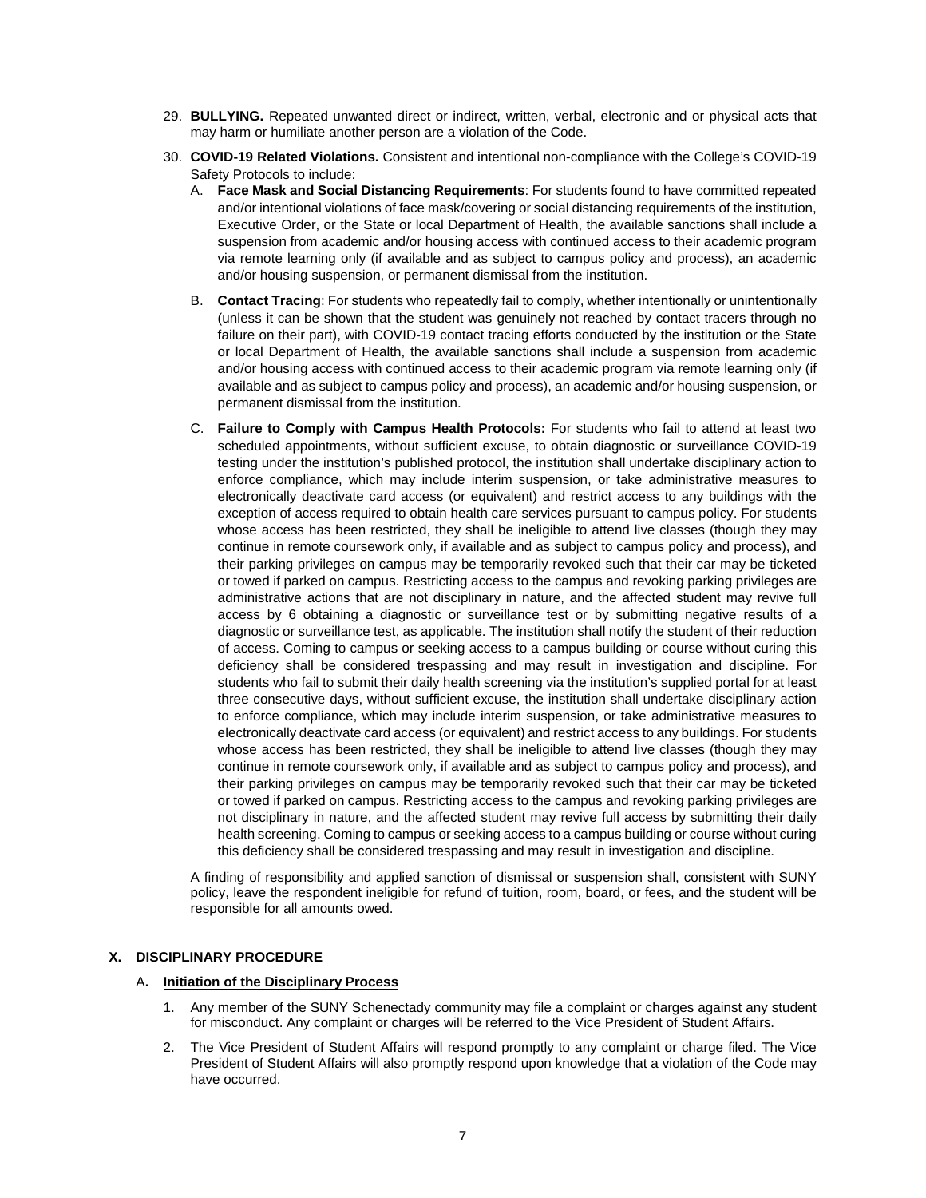29. **BULLYING.** Repeated unwanted direct or indirect, written, verbal, electronic and or physical acts that may harm or humiliate another person are a violation of the Code.

30. **COVID-19 Related Violations.** Consistent and intentional non-compliance with the College's COVID-19 Safety Protocols to include:

    A. **Face Mask and Social Distancing Requirements**: For students found to have committed repeated and/or intentional violations of face mask/covering or social distancing requirements of the institution, Executive Order, or the State or local Department of Health, the available sanctions shall include a suspension from academic and/or housing access with continued access to their academic program via remote learning only (if available and as subject to campus policy and process), an academic and/or housing suspension, or permanent dismissal from the institution.

    B. **Contact Tracing**: For students who repeatedly fail to comply, whether intentionally or unintentionally (unless it can be shown that the student was genuinely not reached by contact tracers through no failure on their part), with COVID-19 contact tracing efforts conducted by the institution or the State or local Department of Health, the available sanctions shall include a suspension from academic and/or housing access with continued access to their academic program via remote learning only (if available and as subject to campus policy and process), an academic and/or housing suspension, or permanent dismissal from the institution.

    C. **Failure to Comply with Campus Health Protocols:** For students who fail to attend at least two scheduled appointments, without sufficient excuse, to obtain diagnostic or surveillance COVID-19 testing under the institution's published protocol, the institution shall undertake disciplinary action to enforce compliance, which may include interim suspension, or take administrative measures to electronically deactivate card access (or equivalent) and restrict access to any buildings with the exception of access required to obtain health care services pursuant to campus policy. For students whose access has been restricted, they shall be ineligible to attend live classes (though they may continue in remote coursework only, if available and as subject to campus policy and process), and their parking privileges on campus may be temporarily revoked such that their car may be ticketed or towed if parked on campus. Restricting access to the campus and revoking parking privileges are administrative actions that are not disciplinary in nature, and the affected student may revive full access by 6 obtaining a diagnostic or surveillance test or by submitting negative results of a diagnostic or surveillance test, as applicable. The institution shall notify the student of their reduction of access. Coming to campus or seeking access to a campus building or course without curing this deficiency shall be considered trespassing and may result in investigation and discipline. For students who fail to submit their daily health screening via the institution's supplied portal for at least three consecutive days, without sufficient excuse, the institution shall undertake disciplinary action to enforce compliance, which may include interim suspension, or take administrative measures to electronically deactivate card access (or equivalent) and restrict access to any buildings. For students whose access has been restricted, they shall be ineligible to attend live classes (though they may continue in remote coursework only, if available and as subject to campus policy and process), and their parking privileges on campus may be temporarily revoked such that their car may be ticketed or towed if parked on campus. Restricting access to the campus and revoking parking privileges are not disciplinary in nature, and the affected student may revive full access by submitting their daily health screening. Coming to campus or seeking access to a campus building or course without curing this deficiency shall be considered trespassing and may result in investigation and discipline.

    A finding of responsibility and applied sanction of dismissal or suspension shall, consistent with SUNY policy, leave the respondent ineligible for refund of tuition, room, board, or fees, and the student will be responsible for all amounts owed.

## X. DISCIPLINARY PROCEDURE

### A. Initiation of the Disciplinary Process

1. Any member of the SUNY Schenectady community may file a complaint or charges against any student for misconduct. Any complaint or charges will be referred to the Vice President of Student Affairs.

2. The Vice President of Student Affairs will respond promptly to any complaint or charge filed. The Vice President of Student Affairs will also promptly respond upon knowledge that a violation of the Code may have occurred.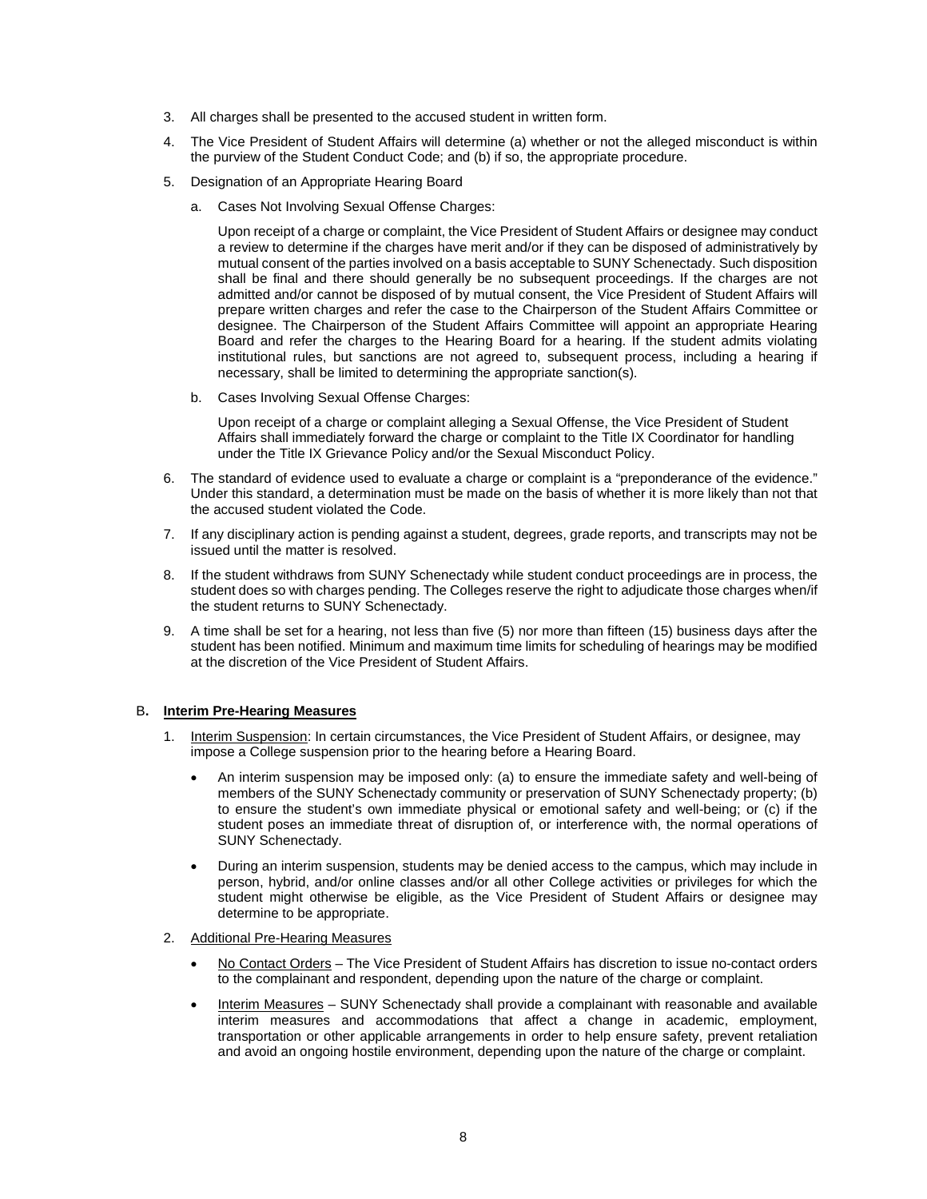3. All charges shall be presented to the accused student in written form.

4. The Vice President of Student Affairs will determine (a) whether or not the alleged misconduct is within the purview of the Student Conduct Code; and (b) if so, the appropriate procedure.

5. Designation of an Appropriate Hearing Board

   a. Cases Not Involving Sexual Offense Charges:

      Upon receipt of a charge or complaint, the Vice President of Student Affairs or designee may conduct a review to determine if the charges have merit and/or if they can be disposed of administratively by mutual consent of the parties involved on a basis acceptable to SUNY Schenectady. Such disposition shall be final and there should generally be no subsequent proceedings. If the charges are not admitted and/or cannot be disposed of by mutual consent, the Vice President of Student Affairs will prepare written charges and refer the case to the Chairperson of the Student Affairs Committee or designee. The Chairperson of the Student Affairs Committee will appoint an appropriate Hearing Board and refer the charges to the Hearing Board for a hearing. If the student admits violating institutional rules, but sanctions are not agreed to, subsequent process, including a hearing if necessary, shall be limited to determining the appropriate sanction(s).

   b. Cases Involving Sexual Offense Charges:

      Upon receipt of a charge or complaint alleging a Sexual Offense, the Vice President of Student Affairs shall immediately forward the charge or complaint to the Title IX Coordinator for handling under the Title IX Grievance Policy and/or the Sexual Misconduct Policy.

6. The standard of evidence used to evaluate a charge or complaint is a "preponderance of the evidence." Under this standard, a determination must be made on the basis of whether it is more likely than not that the accused student violated the Code.

7. If any disciplinary action is pending against a student, degrees, grade reports, and transcripts may not be issued until the matter is resolved.

8. If the student withdraws from SUNY Schenectady while student conduct proceedings are in process, the student does so with charges pending. The Colleges reserve the right to adjudicate those charges when/if the student returns to SUNY Schenectady.

9. A time shall be set for a hearing, not less than five (5) nor more than fifteen (15) business days after the student has been notified. Minimum and maximum time limits for scheduling of hearings may be modified at the discretion of the Vice President of Student Affairs.

### B. Interim Pre-Hearing Measures

1. Interim Suspension: In certain circumstances, the Vice President of Student Affairs, or designee, may impose a College suspension prior to the hearing before a Hearing Board.

   - An interim suspension may be imposed only: (a) to ensure the immediate safety and well-being of members of the SUNY Schenectady community or preservation of SUNY Schenectady property; (b) to ensure the student's own immediate physical or emotional safety and well-being; or (c) if the student poses an immediate threat of disruption of, or interference with, the normal operations of SUNY Schenectady.
   - During an interim suspension, students may be denied access to the campus, which may include in person, hybrid, and/or online classes and/or all other College activities or privileges for which the student might otherwise be eligible, as the Vice President of Student Affairs or designee may determine to be appropriate.

2. Additional Pre-Hearing Measures

   - No Contact Orders – The Vice President of Student Affairs has discretion to issue no-contact orders to the complainant and respondent, depending upon the nature of the charge or complaint.
   - Interim Measures – SUNY Schenectady shall provide a complainant with reasonable and available interim measures and accommodations that affect a change in academic, employment, transportation or other applicable arrangements in order to help ensure safety, prevent retaliation and avoid an ongoing hostile environment, depending upon the nature of the charge or complaint.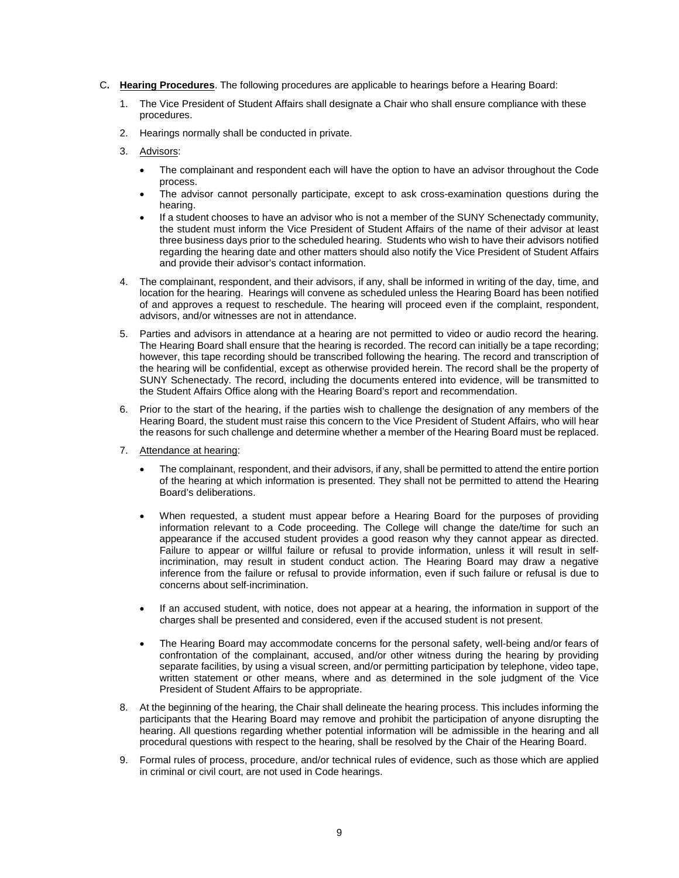C. **Hearing Procedures**. The following procedures are applicable to hearings before a Hearing Board:

1. The Vice President of Student Affairs shall designate a Chair who shall ensure compliance with these procedures.
2. Hearings normally shall be conducted in private.
3. Advisors:
   - The complainant and respondent each will have the option to have an advisor throughout the Code process.
   - The advisor cannot personally participate, except to ask cross-examination questions during the hearing.
   - If a student chooses to have an advisor who is not a member of the SUNY Schenectady community, the student must inform the Vice President of Student Affairs of the name of their advisor at least three business days prior to the scheduled hearing. Students who wish to have their advisors notified regarding the hearing date and other matters should also notify the Vice President of Student Affairs and provide their advisor's contact information.
4. The complainant, respondent, and their advisors, if any, shall be informed in writing of the day, time, and location for the hearing. Hearings will convene as scheduled unless the Hearing Board has been notified of and approves a request to reschedule. The hearing will proceed even if the complaint, respondent, advisors, and/or witnesses are not in attendance.
5. Parties and advisors in attendance at a hearing are not permitted to video or audio record the hearing. The Hearing Board shall ensure that the hearing is recorded. The record can initially be a tape recording; however, this tape recording should be transcribed following the hearing. The record and transcription of the hearing will be confidential, except as otherwise provided herein. The record shall be the property of SUNY Schenectady. The record, including the documents entered into evidence, will be transmitted to the Student Affairs Office along with the Hearing Board's report and recommendation.
6. Prior to the start of the hearing, if the parties wish to challenge the designation of any members of the Hearing Board, the student must raise this concern to the Vice President of Student Affairs, who will hear the reasons for such challenge and determine whether a member of the Hearing Board must be replaced.
7. Attendance at hearing:
   - The complainant, respondent, and their advisors, if any, shall be permitted to attend the entire portion of the hearing at which information is presented. They shall not be permitted to attend the Hearing Board's deliberations.
   - When requested, a student must appear before a Hearing Board for the purposes of providing information relevant to a Code proceeding. The College will change the date/time for such an appearance if the accused student provides a good reason why they cannot appear as directed. Failure to appear or willful failure or refusal to provide information, unless it will result in self-incrimination, may result in student conduct action. The Hearing Board may draw a negative inference from the failure or refusal to provide information, even if such failure or refusal is due to concerns about self-incrimination.
   - If an accused student, with notice, does not appear at a hearing, the information in support of the charges shall be presented and considered, even if the accused student is not present.
   - The Hearing Board may accommodate concerns for the personal safety, well-being and/or fears of confrontation of the complainant, accused, and/or other witness during the hearing by providing separate facilities, by using a visual screen, and/or permitting participation by telephone, video tape, written statement or other means, where and as determined in the sole judgment of the Vice President of Student Affairs to be appropriate.
8. At the beginning of the hearing, the Chair shall delineate the hearing process. This includes informing the participants that the Hearing Board may remove and prohibit the participation of anyone disrupting the hearing. All questions regarding whether potential information will be admissible in the hearing and all procedural questions with respect to the hearing, shall be resolved by the Chair of the Hearing Board.
9. Formal rules of process, procedure, and/or technical rules of evidence, such as those which are applied in criminal or civil court, are not used in Code hearings.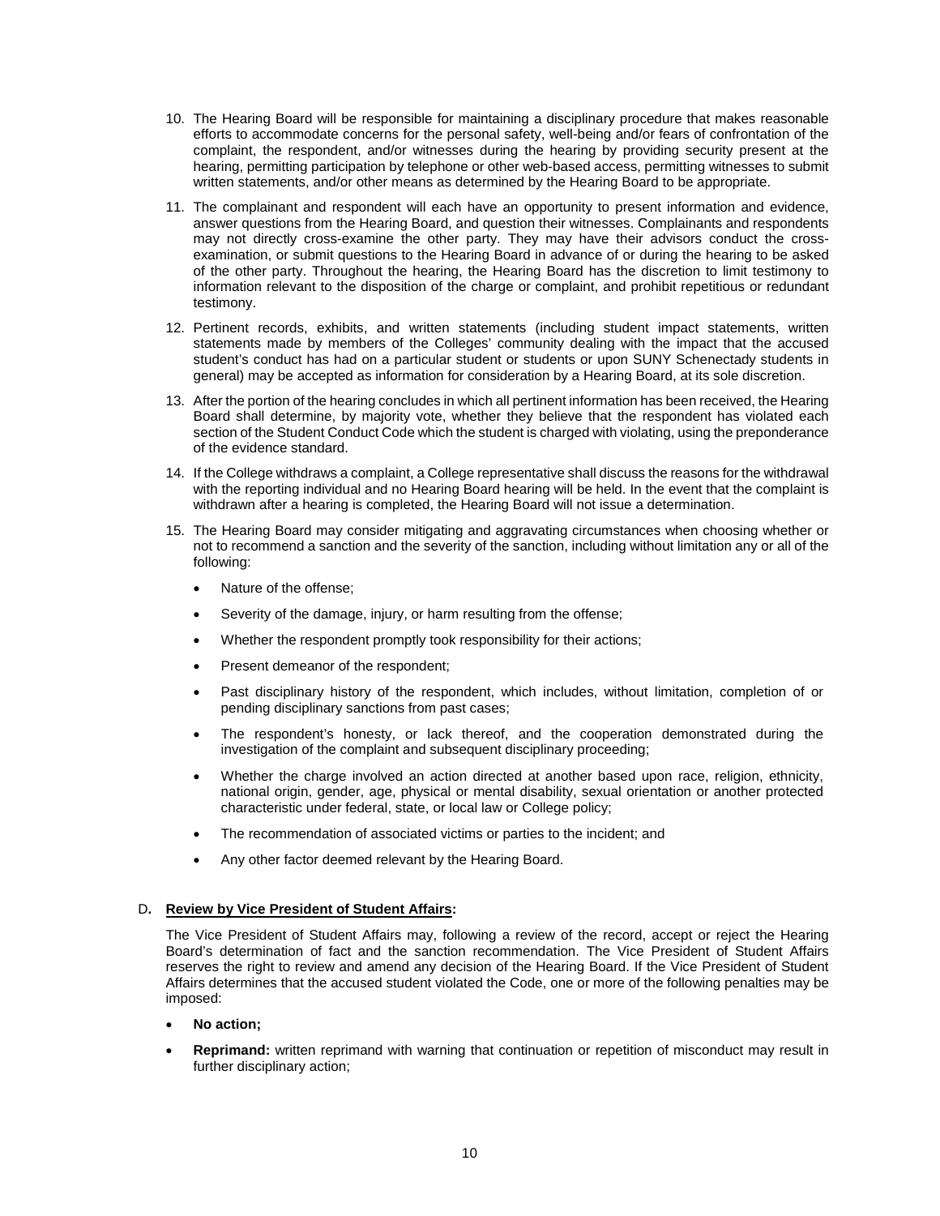10. The Hearing Board will be responsible for maintaining a disciplinary procedure that makes reasonable efforts to accommodate concerns for the personal safety, well-being and/or fears of confrontation of the complaint, the respondent, and/or witnesses during the hearing by providing security present at the hearing, permitting participation by telephone or other web-based access, permitting witnesses to submit written statements, and/or other means as determined by the Hearing Board to be appropriate.

11. The complainant and respondent will each have an opportunity to present information and evidence, answer questions from the Hearing Board, and question their witnesses. Complainants and respondents may not directly cross-examine the other party. They may have their advisors conduct the cross-examination, or submit questions to the Hearing Board in advance of or during the hearing to be asked of the other party. Throughout the hearing, the Hearing Board has the discretion to limit testimony to information relevant to the disposition of the charge or complaint, and prohibit repetitious or redundant testimony.

12. Pertinent records, exhibits, and written statements (including student impact statements, written statements made by members of the Colleges' community dealing with the impact that the accused student's conduct has had on a particular student or students or upon SUNY Schenectady students in general) may be accepted as information for consideration by a Hearing Board, at its sole discretion.

13. After the portion of the hearing concludes in which all pertinent information has been received, the Hearing Board shall determine, by majority vote, whether they believe that the respondent has violated each section of the Student Conduct Code which the student is charged with violating, using the preponderance of the evidence standard.

14. If the College withdraws a complaint, a College representative shall discuss the reasons for the withdrawal with the reporting individual and no Hearing Board hearing will be held. In the event that the complaint is withdrawn after a hearing is completed, the Hearing Board will not issue a determination.

15. The Hearing Board may consider mitigating and aggravating circumstances when choosing whether or not to recommend a sanction and the severity of the sanction, including without limitation any or all of the following:

    - Nature of the offense;
    - Severity of the damage, injury, or harm resulting from the offense;
    - Whether the respondent promptly took responsibility for their actions;
    - Present demeanor of the respondent;
    - Past disciplinary history of the respondent, which includes, without limitation, completion of or pending disciplinary sanctions from past cases;
    - The respondent's honesty, or lack thereof, and the cooperation demonstrated during the investigation of the complaint and subsequent disciplinary proceeding;
    - Whether the charge involved an action directed at another based upon race, religion, ethnicity, national origin, gender, age, physical or mental disability, sexual orientation or another protected characteristic under federal, state, or local law or College policy;
    - The recommendation of associated victims or parties to the incident; and
    - Any other factor deemed relevant by the Hearing Board.

D. **Review by Vice President of Student Affairs:**

The Vice President of Student Affairs may, following a review of the record, accept or reject the Hearing Board's determination of fact and the sanction recommendation. The Vice President of Student Affairs reserves the right to review and amend any decision of the Hearing Board. If the Vice President of Student Affairs determines that the accused student violated the Code, one or more of the following penalties may be imposed:

- **No action;**
- **Reprimand:** written reprimand with warning that continuation or repetition of misconduct may result in further disciplinary action;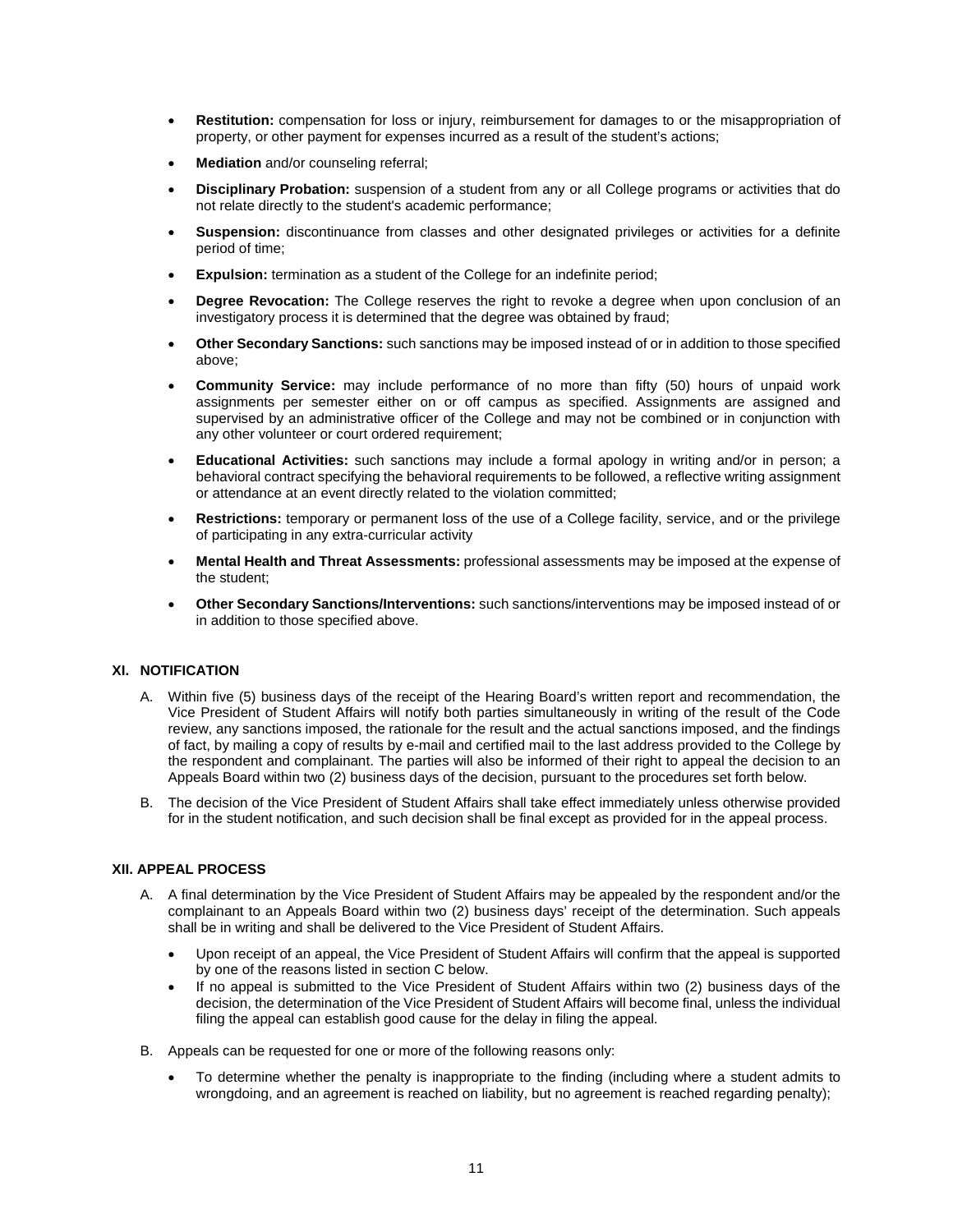- **Restitution:** compensation for loss or injury, reimbursement for damages to or the misappropriation of property, or other payment for expenses incurred as a result of the student's actions;
- **Mediation** and/or counseling referral;
- **Disciplinary Probation:** suspension of a student from any or all College programs or activities that do not relate directly to the student's academic performance;
- **Suspension:** discontinuance from classes and other designated privileges or activities for a definite period of time;
- **Expulsion:** termination as a student of the College for an indefinite period;
- **Degree Revocation:** The College reserves the right to revoke a degree when upon conclusion of an investigatory process it is determined that the degree was obtained by fraud;
- **Other Secondary Sanctions:** such sanctions may be imposed instead of or in addition to those specified above;
- **Community Service:** may include performance of no more than fifty (50) hours of unpaid work assignments per semester either on or off campus as specified. Assignments are assigned and supervised by an administrative officer of the College and may not be combined or in conjunction with any other volunteer or court ordered requirement;
- **Educational Activities:** such sanctions may include a formal apology in writing and/or in person; a behavioral contract specifying the behavioral requirements to be followed, a reflective writing assignment or attendance at an event directly related to the violation committed;
- **Restrictions:** temporary or permanent loss of the use of a College facility, service, and or the privilege of participating in any extra-curricular activity
- **Mental Health and Threat Assessments:** professional assessments may be imposed at the expense of the student;
- **Other Secondary Sanctions/Interventions:** such sanctions/interventions may be imposed instead of or in addition to those specified above.

## XI. NOTIFICATION

A. Within five (5) business days of the receipt of the Hearing Board's written report and recommendation, the Vice President of Student Affairs will notify both parties simultaneously in writing of the result of the Code review, any sanctions imposed, the rationale for the result and the actual sanctions imposed, and the findings of fact, by mailing a copy of results by e-mail and certified mail to the last address provided to the College by the respondent and complainant. The parties will also be informed of their right to appeal the decision to an Appeals Board within two (2) business days of the decision, pursuant to the procedures set forth below.

B. The decision of the Vice President of Student Affairs shall take effect immediately unless otherwise provided for in the student notification, and such decision shall be final except as provided for in the appeal process.

## XII. APPEAL PROCESS

A. A final determination by the Vice President of Student Affairs may be appealed by the respondent and/or the complainant to an Appeals Board within two (2) business days' receipt of the determination. Such appeals shall be in writing and shall be delivered to the Vice President of Student Affairs.

- Upon receipt of an appeal, the Vice President of Student Affairs will confirm that the appeal is supported by one of the reasons listed in section C below.
- If no appeal is submitted to the Vice President of Student Affairs within two (2) business days of the decision, the determination of the Vice President of Student Affairs will become final, unless the individual filing the appeal can establish good cause for the delay in filing the appeal.

B. Appeals can be requested for one or more of the following reasons only:

- To determine whether the penalty is inappropriate to the finding (including where a student admits to wrongdoing, and an agreement is reached on liability, but no agreement is reached regarding penalty);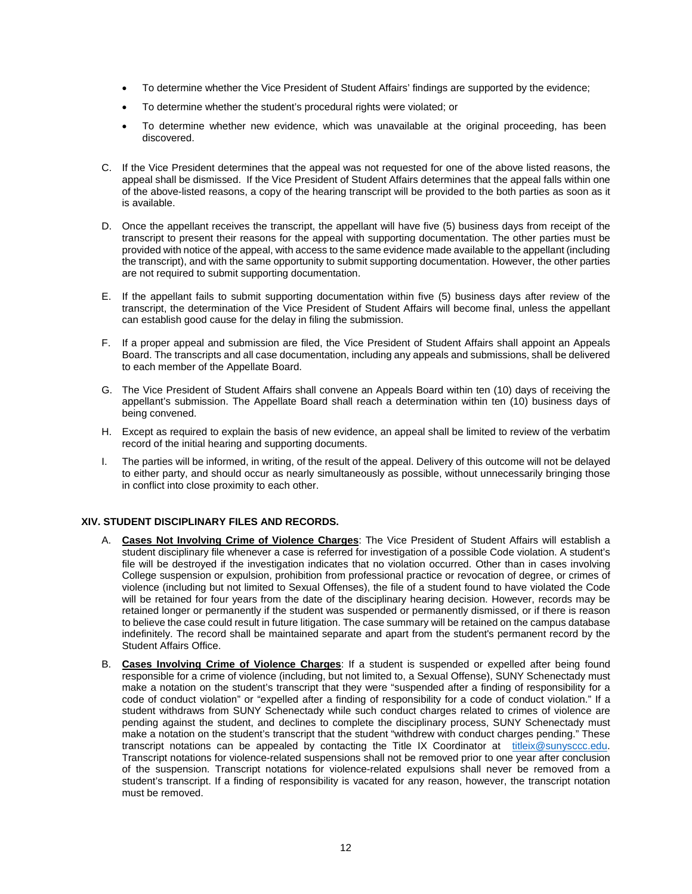- To determine whether the Vice President of Student Affairs' findings are supported by the evidence;
- To determine whether the student's procedural rights were violated; or
- To determine whether new evidence, which was unavailable at the original proceeding, has been discovered.

C. If the Vice President determines that the appeal was not requested for one of the above listed reasons, the appeal shall be dismissed. If the Vice President of Student Affairs determines that the appeal falls within one of the above-listed reasons, a copy of the hearing transcript will be provided to the both parties as soon as it is available.

D. Once the appellant receives the transcript, the appellant will have five (5) business days from receipt of the transcript to present their reasons for the appeal with supporting documentation. The other parties must be provided with notice of the appeal, with access to the same evidence made available to the appellant (including the transcript), and with the same opportunity to submit supporting documentation. However, the other parties are not required to submit supporting documentation.

E. If the appellant fails to submit supporting documentation within five (5) business days after review of the transcript, the determination of the Vice President of Student Affairs will become final, unless the appellant can establish good cause for the delay in filing the submission.

F. If a proper appeal and submission are filed, the Vice President of Student Affairs shall appoint an Appeals Board. The transcripts and all case documentation, including any appeals and submissions, shall be delivered to each member of the Appellate Board.

G. The Vice President of Student Affairs shall convene an Appeals Board within ten (10) days of receiving the appellant's submission. The Appellate Board shall reach a determination within ten (10) business days of being convened.

H. Except as required to explain the basis of new evidence, an appeal shall be limited to review of the verbatim record of the initial hearing and supporting documents.

I. The parties will be informed, in writing, of the result of the appeal. Delivery of this outcome will not be delayed to either party, and should occur as nearly simultaneously as possible, without unnecessarily bringing those in conflict into close proximity to each other.

## XIV. STUDENT DISCIPLINARY FILES AND RECORDS.

A. **Cases Not Involving Crime of Violence Charges**: The Vice President of Student Affairs will establish a student disciplinary file whenever a case is referred for investigation of a possible Code violation. A student's file will be destroyed if the investigation indicates that no violation occurred. Other than in cases involving College suspension or expulsion, prohibition from professional practice or revocation of degree, or crimes of violence (including but not limited to Sexual Offenses), the file of a student found to have violated the Code will be retained for four years from the date of the disciplinary hearing decision. However, records may be retained longer or permanently if the student was suspended or permanently dismissed, or if there is reason to believe the case could result in future litigation. The case summary will be retained on the campus database indefinitely. The record shall be maintained separate and apart from the student's permanent record by the Student Affairs Office.

B. **Cases Involving Crime of Violence Charges**: If a student is suspended or expelled after being found responsible for a crime of violence (including, but not limited to, a Sexual Offense), SUNY Schenectady must make a notation on the student's transcript that they were "suspended after a finding of responsibility for a code of conduct violation" or "expelled after a finding of responsibility for a code of conduct violation." If a student withdraws from SUNY Schenectady while such conduct charges related to crimes of violence are pending against the student, and declines to complete the disciplinary process, SUNY Schenectady must make a notation on the student's transcript that the student "withdrew with conduct charges pending." These transcript notations can be appealed by contacting the Title IX Coordinator at titleix@sunysccc.edu. Transcript notations for violence-related suspensions shall not be removed prior to one year after conclusion of the suspension. Transcript notations for violence-related expulsions shall never be removed from a student's transcript. If a finding of responsibility is vacated for any reason, however, the transcript notation must be removed.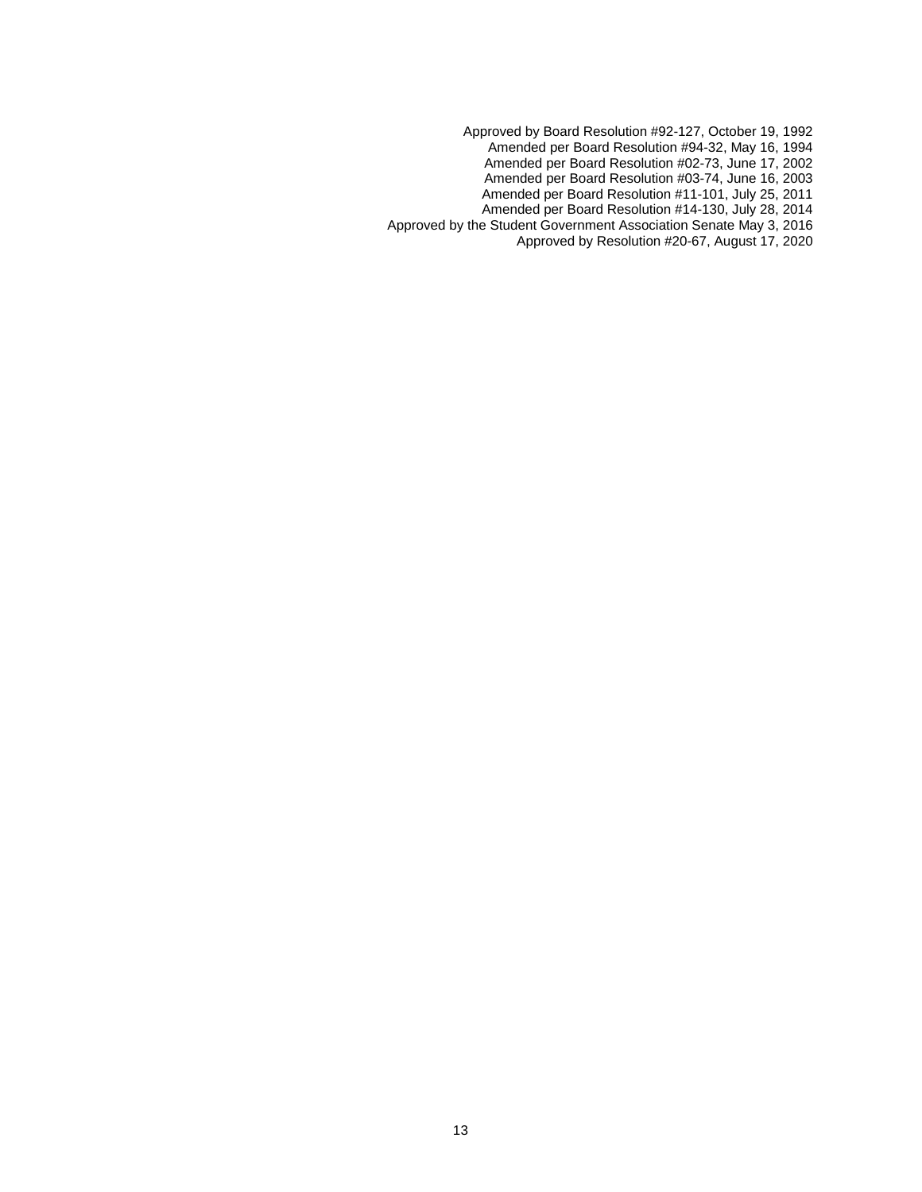Approved by Board Resolution #92-127, October 19, 1992
Amended per Board Resolution #94-32, May 16, 1994
Amended per Board Resolution #02-73, June 17, 2002
Amended per Board Resolution #03-74, June 16, 2003
Amended per Board Resolution #11-101, July 25, 2011
Amended per Board Resolution #14-130, July 28, 2014
Approved by the Student Government Association Senate May 3, 2016
Approved by Resolution #20-67, August 17, 2020